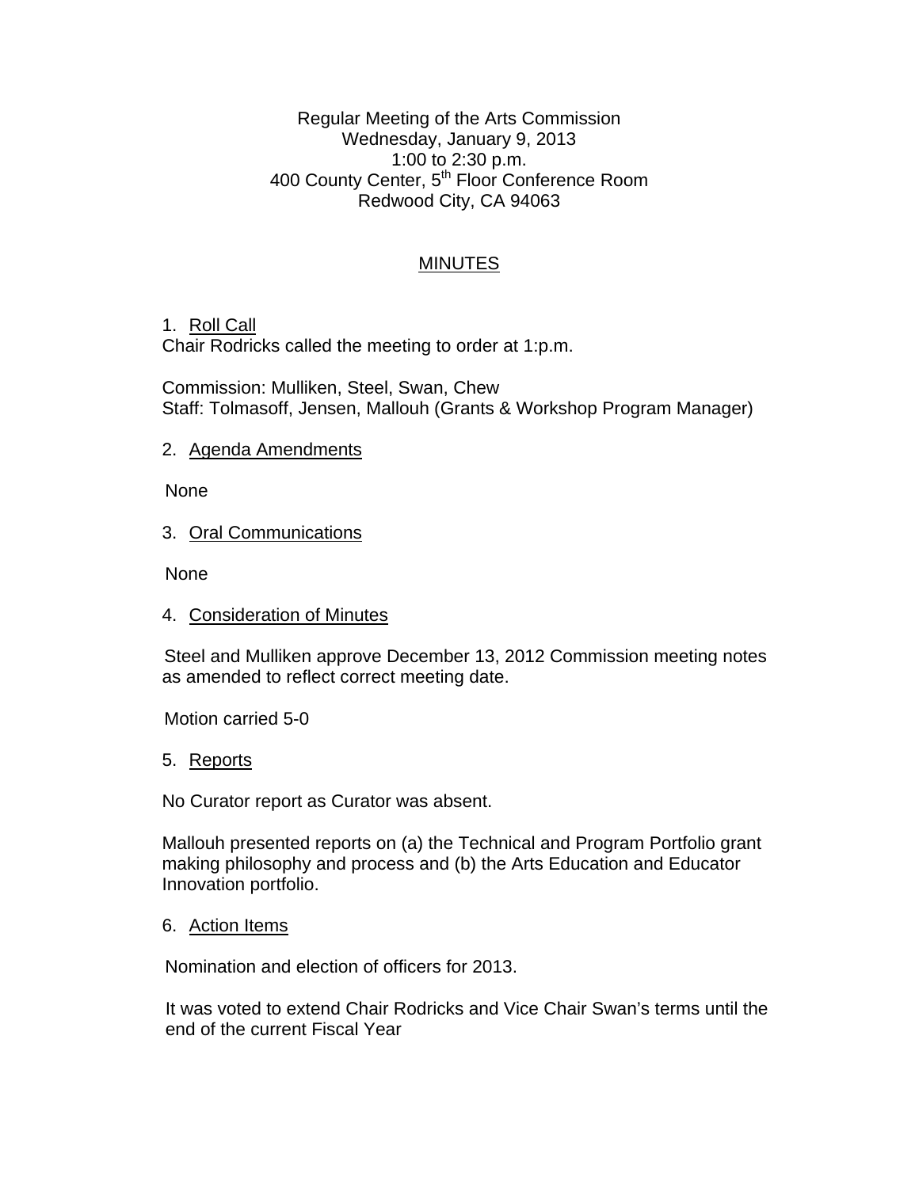Regular Meeting of the Arts Commission
Wednesday, January 9, 2013
1:00 to 2:30 p.m.
400 County Center, 5th Floor Conference Room
Redwood City, CA 94063

# MINUTES

1. Roll Call

Chair Rodricks called the meeting to order at 1:p.m.

Commission: Mulliken, Steel, Swan, Chew
Staff: Tolmasoff, Jensen, Mallouh (Grants & Workshop Program Manager)

2. Agenda Amendments

None

3. Oral Communications

None

4. Consideration of Minutes

Steel and Mulliken approve December 13, 2012 Commission meeting notes as amended to reflect correct meeting date.

Motion carried 5-0

5. Reports

No Curator report as Curator was absent.

Mallouh presented reports on (a) the Technical and Program Portfolio grant making philosophy and process and (b) the Arts Education and Educator Innovation portfolio.

6. Action Items

Nomination and election of officers for 2013.

It was voted to extend Chair Rodricks and Vice Chair Swan's terms until the end of the current Fiscal Year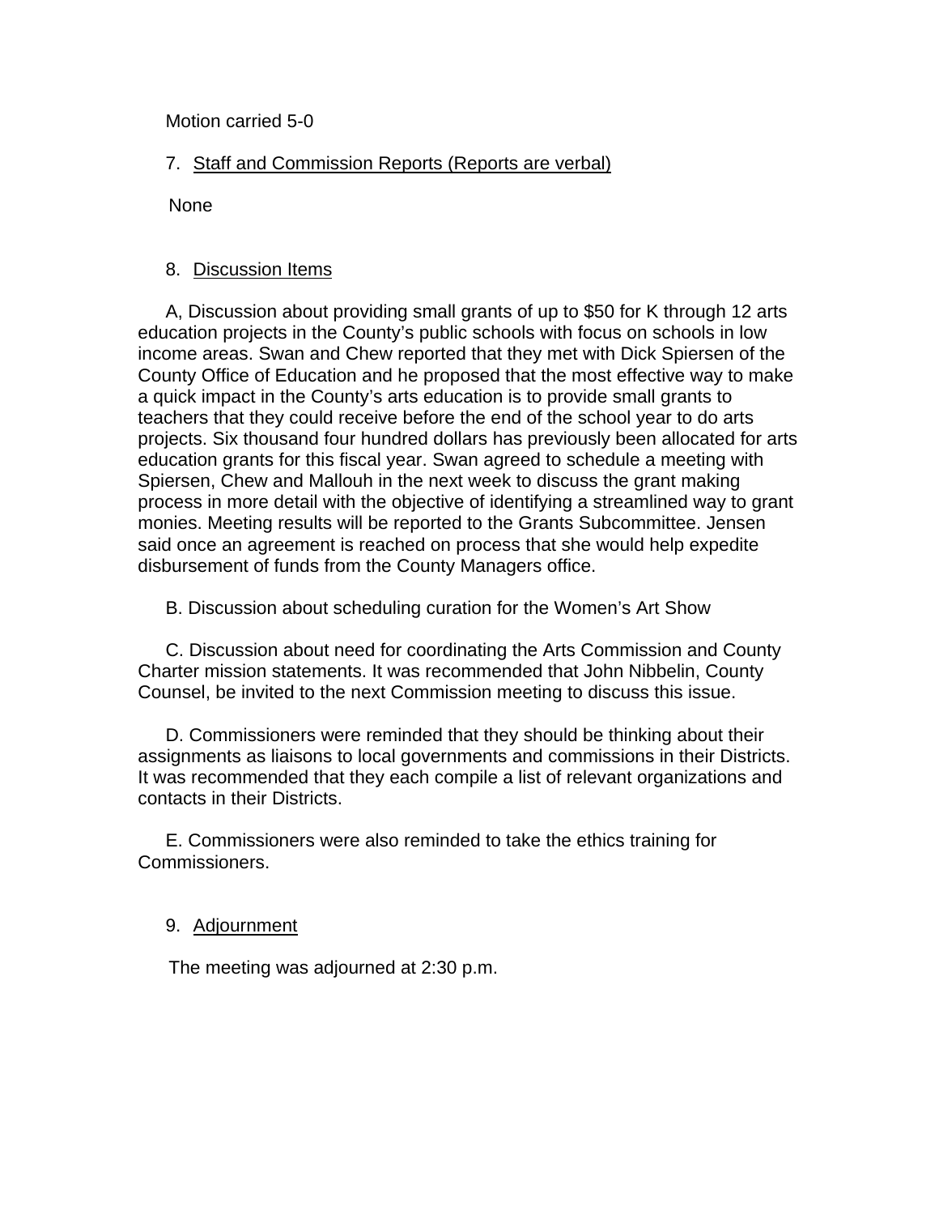Motion carried 5-0

7. Staff and Commission Reports (Reports are verbal)

None

8. Discussion Items

A, Discussion about providing small grants of up to $50 for K through 12 arts education projects in the County's public schools with focus on schools in low income areas. Swan and Chew reported that they met with Dick Spiersen of the County Office of Education and he proposed that the most effective way to make a quick impact in the County's arts education is to provide small grants to teachers that they could receive before the end of the school year to do arts projects. Six thousand four hundred dollars has previously been allocated for arts education grants for this fiscal year. Swan agreed to schedule a meeting with Spiersen, Chew and Mallouh in the next week to discuss the grant making process in more detail with the objective of identifying a streamlined way to grant monies. Meeting results will be reported to the Grants Subcommittee. Jensen said once an agreement is reached on process that she would help expedite disbursement of funds from the County Managers office.

B. Discussion about scheduling curation for the Women's Art Show

C. Discussion about need for coordinating the Arts Commission and County Charter mission statements. It was recommended that John Nibbelin, County Counsel, be invited to the next Commission meeting to discuss this issue.

D. Commissioners were reminded that they should be thinking about their assignments as liaisons to local governments and commissions in their Districts. It was recommended that they each compile a list of relevant organizations and contacts in their Districts.

E. Commissioners were also reminded to take the ethics training for Commissioners.

9. Adjournment

The meeting was adjourned at 2:30 p.m.